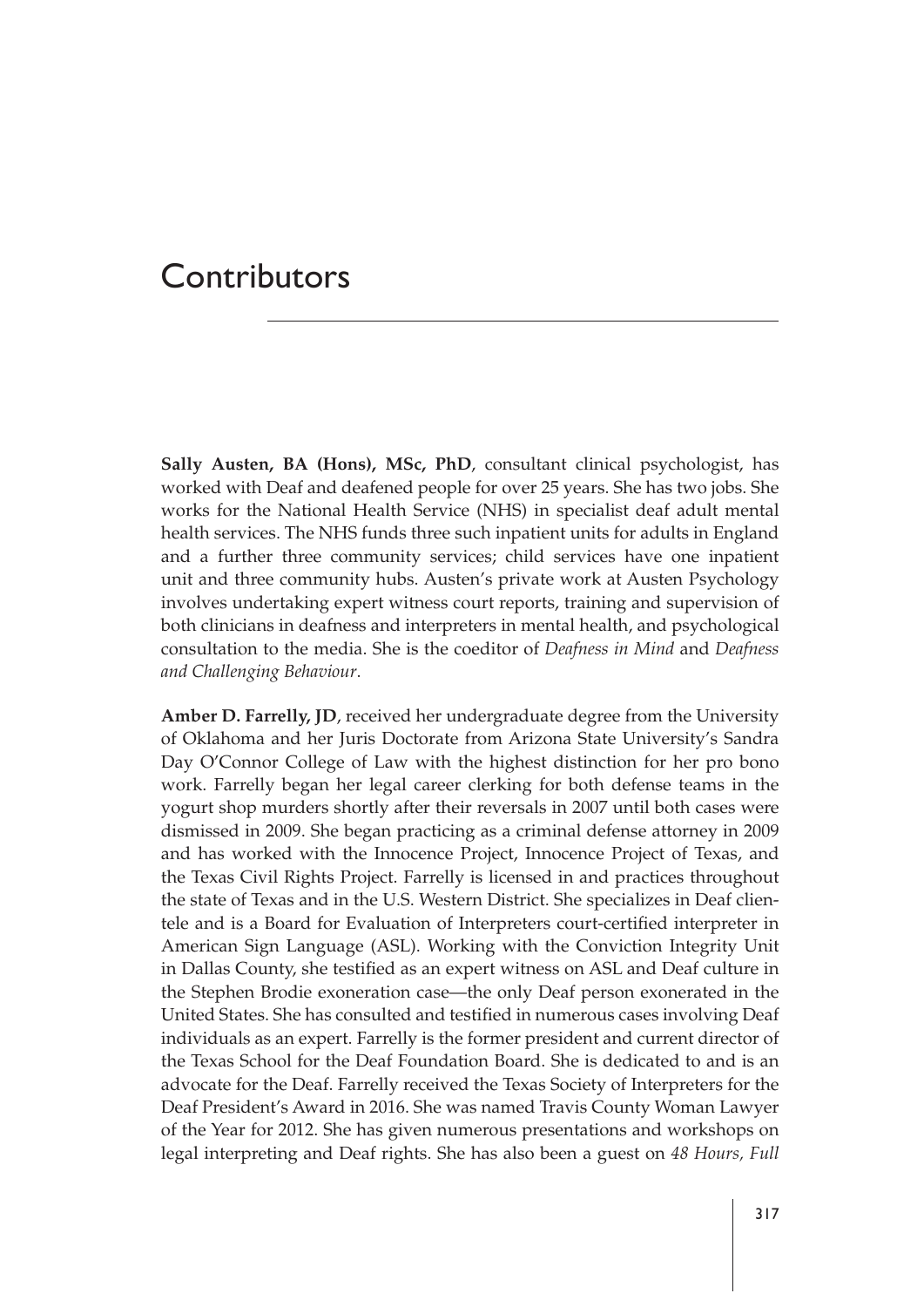# Contributors

**Sally Austen, BA (Hons), MSc, PhD**, consultant clinical psychologist, has worked with Deaf and deafened people for over 25 years. She has two jobs. She works for the National Health Service (NHS) in specialist deaf adult mental health services. The NHS funds three such inpatient units for adults in England and a further three community services; child services have one inpatient unit and three community hubs. Austen's private work at Austen Psychology involves undertaking expert witness court reports, training and supervision of both clinicians in deafness and interpreters in mental health, and psychological consultation to the media. She is the coeditor of *Deafness in Mind* and *Deafness and Challenging Behaviour*.

**Amber D. Farrelly, JD**, received her undergraduate degree from the University of Oklahoma and her Juris Doctorate from Arizona State University's Sandra Day O'Connor College of Law with the highest distinction for her pro bono work. Farrelly began her legal career clerking for both defense teams in the yogurt shop murders shortly after their reversals in 2007 until both cases were dismissed in 2009. She began practicing as a criminal defense attorney in 2009 and has worked with the Innocence Project, Innocence Project of Texas, and the Texas Civil Rights Project. Farrelly is licensed in and practices throughout the state of Texas and in the U.S. Western District. She specializes in Deaf clientele and is a Board for Evaluation of Interpreters court-certified interpreter in American Sign Language (ASL). Working with the Conviction Integrity Unit in Dallas County, she testified as an expert witness on ASL and Deaf culture in the Stephen Brodie exoneration case—the only Deaf person exonerated in the United States. She has consulted and testified in numerous cases involving Deaf individuals as an expert. Farrelly is the former president and current director of the Texas School for the Deaf Foundation Board. She is dedicated to and is an advocate for the Deaf. Farrelly received the Texas Society of Interpreters for the Deaf President's Award in 2016. She was named Travis County Woman Lawyer of the Year for 2012. She has given numerous presentations and workshops on legal interpreting and Deaf rights. She has also been a guest on *48 Hours, Full*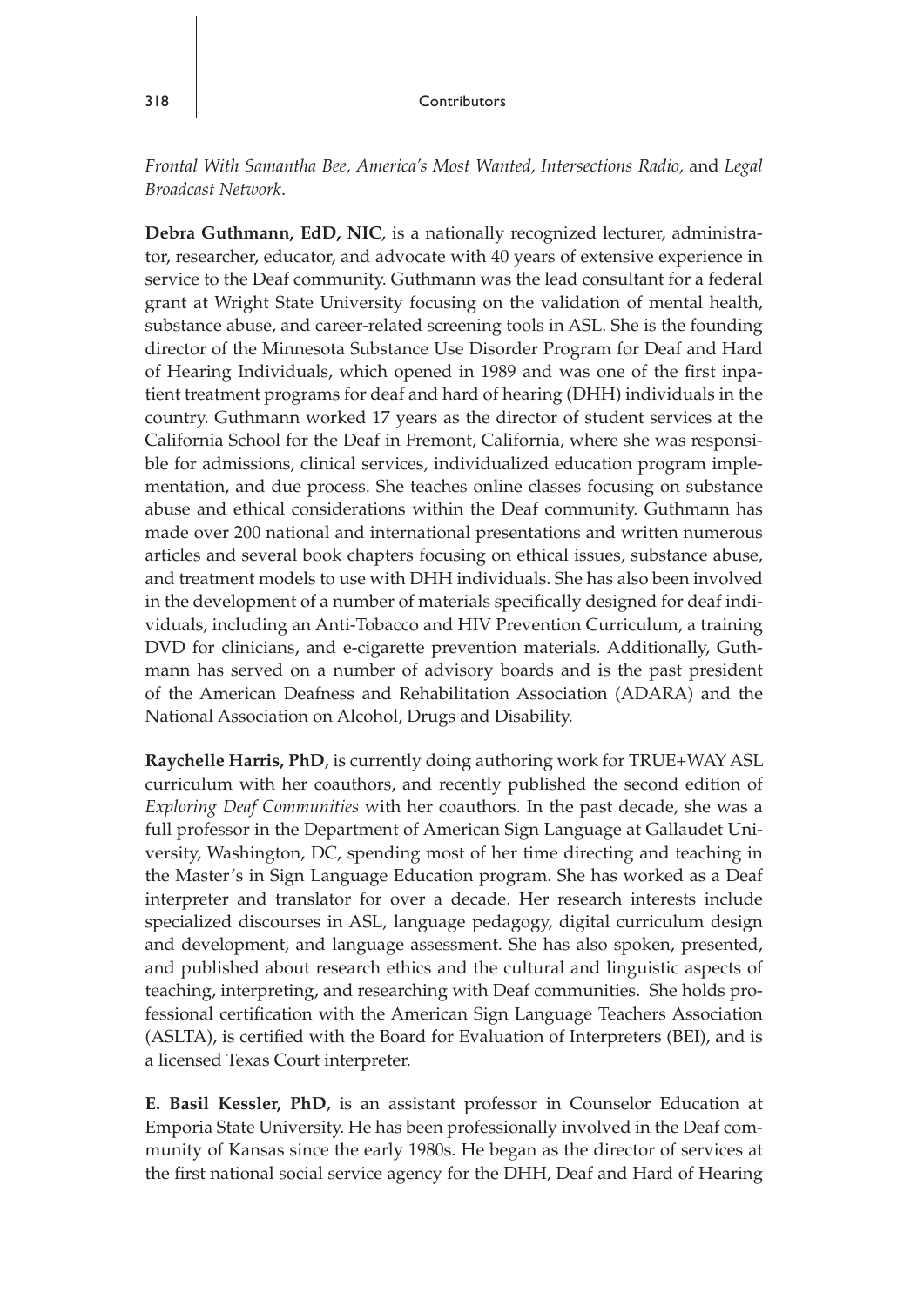*Frontal With Samantha Bee, America's Most Wanted, Intersections Radio,* and *Legal Broadcast Network*.

**Debra Guthmann, EdD, NIC**, is a nationally recognized lecturer, administrator, researcher, educator, and advocate with 40 years of extensive experience in service to the Deaf community. Guthmann was the lead consultant for a federal grant at Wright State University focusing on the validation of mental health, substance abuse, and career-related screening tools in ASL. She is the founding director of the Minnesota Substance Use Disorder Program for Deaf and Hard of Hearing Individuals, which opened in 1989 and was one of the first inpatient treatment programs for deaf and hard of hearing (DHH) individuals in the country. Guthmann worked 17 years as the director of student services at the California School for the Deaf in Fremont, California, where she was responsible for admissions, clinical services, individualized education program implementation, and due process. She teaches online classes focusing on substance abuse and ethical considerations within the Deaf community. Guthmann has made over 200 national and international presentations and written numerous articles and several book chapters focusing on ethical issues, substance abuse, and treatment models to use with DHH individuals. She has also been involved in the development of a number of materials specifically designed for deaf individuals, including an Anti-Tobacco and HIV Prevention Curriculum, a training DVD for clinicians, and e-cigarette prevention materials. Additionally, Guthmann has served on a number of advisory boards and is the past president of the American Deafness and Rehabilitation Association (ADARA) and the National Association on Alcohol, Drugs and Disability.

**Raychelle Harris, PhD**, is currently doing authoring work for TRUE+WAY ASL curriculum with her coauthors, and recently published the second edition of *Exploring Deaf Communities* with her coauthors. In the past decade, she was a full professor in the Department of American Sign Language at Gallaudet University, Washington, DC, spending most of her time directing and teaching in the Master's in Sign Language Education program. She has worked as a Deaf interpreter and translator for over a decade. Her research interests include specialized discourses in ASL, language pedagogy, digital curriculum design and development, and language assessment. She has also spoken, presented, and published about research ethics and the cultural and linguistic aspects of teaching, interpreting, and researching with Deaf communities. She holds professional certification with the American Sign Language Teachers Association (ASLTA), is certified with the Board for Evaluation of Interpreters (BEI), and is a licensed Texas Court interpreter.

**E. Basil Kessler, PhD**, is an assistant professor in Counselor Education at Emporia State University. He has been professionally involved in the Deaf community of Kansas since the early 1980s. He began as the director of services at the first national social service agency for the DHH, Deaf and Hard of Hearing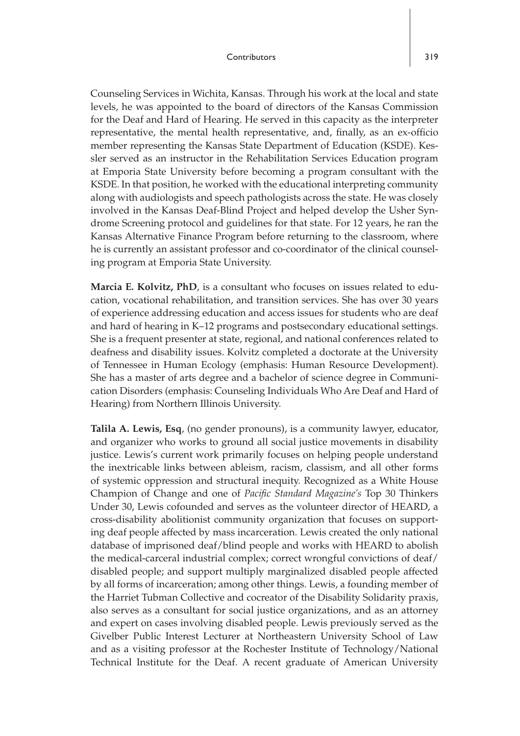Counseling Services in Wichita, Kansas. Through his work at the local and state levels, he was appointed to the board of directors of the Kansas Commission for the Deaf and Hard of Hearing. He served in this capacity as the interpreter representative, the mental health representative, and, finally, as an ex-officio member representing the Kansas State Department of Education (KSDE). Kessler served as an instructor in the Rehabilitation Services Education program at Emporia State University before becoming a program consultant with the KSDE. In that position, he worked with the educational interpreting community along with audiologists and speech pathologists across the state. He was closely involved in the Kansas Deaf-Blind Project and helped develop the Usher Syndrome Screening protocol and guidelines for that state. For 12 years, he ran the Kansas Alternative Finance Program before returning to the classroom, where he is currently an assistant professor and co-coordinator of the clinical counseling program at Emporia State University.

**Marcia E. Kolvitz, PhD**, is a consultant who focuses on issues related to education, vocational rehabilitation, and transition services. She has over 30 years of experience addressing education and access issues for students who are deaf and hard of hearing in K–12 programs and postsecondary educational settings. She is a frequent presenter at state, regional, and national conferences related to deafness and disability issues. Kolvitz completed a doctorate at the University of Tennessee in Human Ecology (emphasis: Human Resource Development). She has a master of arts degree and a bachelor of science degree in Communication Disorders (emphasis: Counseling Individuals Who Are Deaf and Hard of Hearing) from Northern Illinois University.

**Talila A. Lewis, Esq**, (no gender pronouns), is a community lawyer, educator, and organizer who works to ground all social justice movements in disability justice. Lewis's current work primarily focuses on helping people understand the inextricable links between ableism, racism, classism, and all other forms of systemic oppression and structural inequity. Recognized as a White House Champion of Change and one of *Pacific Standard Magazine's* Top 30 Thinkers Under 30, Lewis cofounded and serves as the volunteer director of HEARD, a cross-disability abolitionist community organization that focuses on supporting deaf people affected by mass incarceration. Lewis created the only national database of imprisoned deaf/blind people and works with HEARD to abolish the medical-carceral industrial complex; correct wrongful convictions of deaf/disabled people; and support multiply marginalized disabled people affected by all forms of incarceration; among other things. Lewis, a founding member of the Harriet Tubman Collective and cocreator of the Disability Solidarity praxis, also serves as a consultant for social justice organizations, and as an attorney and expert on cases involving disabled people. Lewis previously served as the Givelber Public Interest Lecturer at Northeastern University School of Law and as a visiting professor at the Rochester Institute of Technology/National Technical Institute for the Deaf. A recent graduate of American University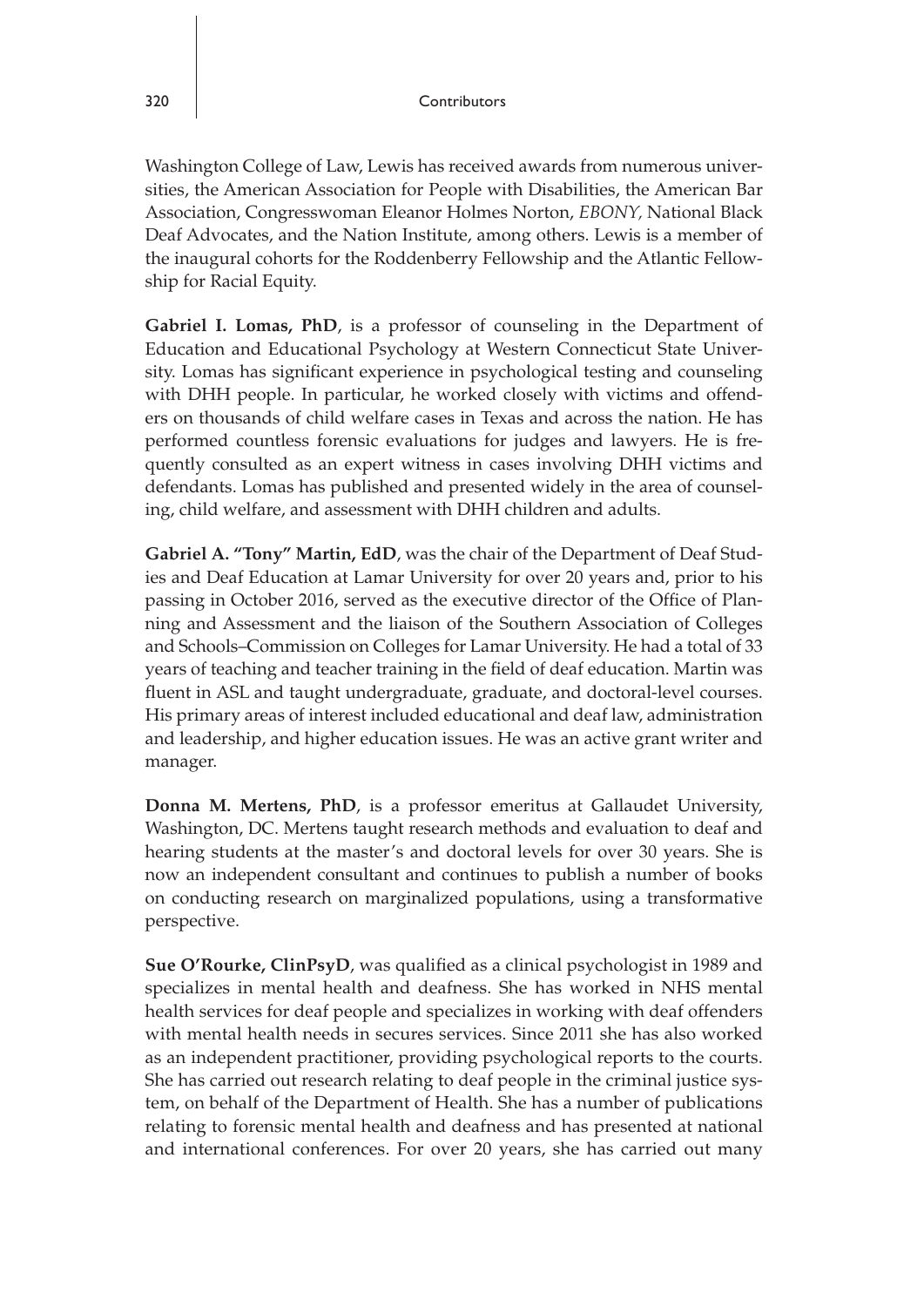Washington College of Law, Lewis has received awards from numerous universities, the American Association for People with Disabilities, the American Bar Association, Congresswoman Eleanor Holmes Norton, *EBONY*, National Black Deaf Advocates, and the Nation Institute, among others. Lewis is a member of the inaugural cohorts for the Roddenberry Fellowship and the Atlantic Fellowship for Racial Equity.

**Gabriel I. Lomas, PhD**, is a professor of counseling in the Department of Education and Educational Psychology at Western Connecticut State University. Lomas has significant experience in psychological testing and counseling with DHH people. In particular, he worked closely with victims and offenders on thousands of child welfare cases in Texas and across the nation. He has performed countless forensic evaluations for judges and lawyers. He is frequently consulted as an expert witness in cases involving DHH victims and defendants. Lomas has published and presented widely in the area of counseling, child welfare, and assessment with DHH children and adults.

**Gabriel A. "Tony" Martin, EdD**, was the chair of the Department of Deaf Studies and Deaf Education at Lamar University for over 20 years and, prior to his passing in October 2016, served as the executive director of the Office of Planning and Assessment and the liaison of the Southern Association of Colleges and Schools–Commission on Colleges for Lamar University. He had a total of 33 years of teaching and teacher training in the field of deaf education. Martin was fluent in ASL and taught undergraduate, graduate, and doctoral-level courses. His primary areas of interest included educational and deaf law, administration and leadership, and higher education issues. He was an active grant writer and manager.

**Donna M. Mertens, PhD**, is a professor emeritus at Gallaudet University, Washington, DC. Mertens taught research methods and evaluation to deaf and hearing students at the master's and doctoral levels for over 30 years. She is now an independent consultant and continues to publish a number of books on conducting research on marginalized populations, using a transformative perspective.

**Sue O'Rourke, ClinPsyD**, was qualified as a clinical psychologist in 1989 and specializes in mental health and deafness. She has worked in NHS mental health services for deaf people and specializes in working with deaf offenders with mental health needs in secures services. Since 2011 she has also worked as an independent practitioner, providing psychological reports to the courts. She has carried out research relating to deaf people in the criminal justice system, on behalf of the Department of Health. She has a number of publications relating to forensic mental health and deafness and has presented at national and international conferences. For over 20 years, she has carried out many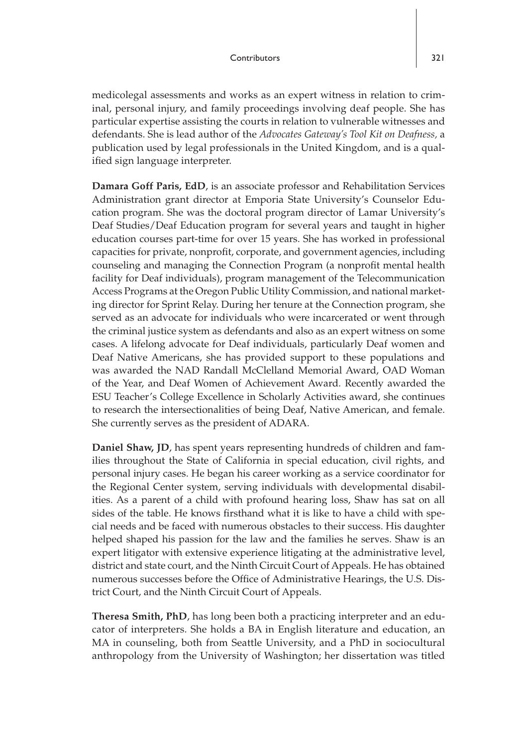medicolegal assessments and works as an expert witness in relation to criminal, personal injury, and family proceedings involving deaf people. She has particular expertise assisting the courts in relation to vulnerable witnesses and defendants. She is lead author of the *Advocates Gateway's Tool Kit on Deafness,* a publication used by legal professionals in the United Kingdom, and is a qualified sign language interpreter.

**Damara Goff Paris, EdD**, is an associate professor and Rehabilitation Services Administration grant director at Emporia State University's Counselor Education program. She was the doctoral program director of Lamar University's Deaf Studies/Deaf Education program for several years and taught in higher education courses part-time for over 15 years. She has worked in professional capacities for private, nonprofit, corporate, and government agencies, including counseling and managing the Connection Program (a nonprofit mental health facility for Deaf individuals), program management of the Telecommunication Access Programs at the Oregon Public Utility Commission, and national marketing director for Sprint Relay. During her tenure at the Connection program, she served as an advocate for individuals who were incarcerated or went through the criminal justice system as defendants and also as an expert witness on some cases. A lifelong advocate for Deaf individuals, particularly Deaf women and Deaf Native Americans, she has provided support to these populations and was awarded the NAD Randall McClelland Memorial Award, OAD Woman of the Year, and Deaf Women of Achievement Award. Recently awarded the ESU Teacher's College Excellence in Scholarly Activities award, she continues to research the intersectionalities of being Deaf, Native American, and female. She currently serves as the president of ADARA.

**Daniel Shaw, JD**, has spent years representing hundreds of children and families throughout the State of California in special education, civil rights, and personal injury cases. He began his career working as a service coordinator for the Regional Center system, serving individuals with developmental disabilities. As a parent of a child with profound hearing loss, Shaw has sat on all sides of the table. He knows firsthand what it is like to have a child with special needs and be faced with numerous obstacles to their success. His daughter helped shaped his passion for the law and the families he serves. Shaw is an expert litigator with extensive experience litigating at the administrative level, district and state court, and the Ninth Circuit Court of Appeals. He has obtained numerous successes before the Office of Administrative Hearings, the U.S. District Court, and the Ninth Circuit Court of Appeals.

**Theresa Smith, PhD**, has long been both a practicing interpreter and an educator of interpreters. She holds a BA in English literature and education, an MA in counseling, both from Seattle University, and a PhD in sociocultural anthropology from the University of Washington; her dissertation was titled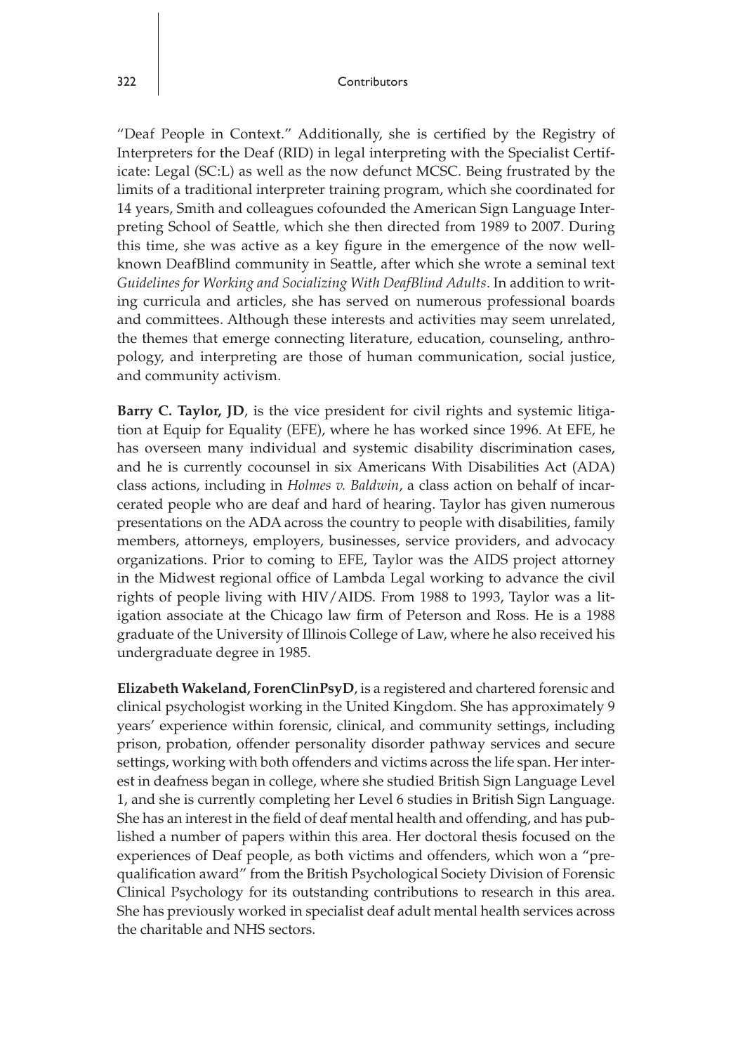"Deaf People in Context." Additionally, she is certified by the Registry of Interpreters for the Deaf (RID) in legal interpreting with the Specialist Certificate: Legal (SC:L) as well as the now defunct MCSC. Being frustrated by the limits of a traditional interpreter training program, which she coordinated for 14 years, Smith and colleagues cofounded the American Sign Language Interpreting School of Seattle, which she then directed from 1989 to 2007. During this time, she was active as a key figure in the emergence of the now well-known DeafBlind community in Seattle, after which she wrote a seminal text *Guidelines for Working and Socializing With DeafBlind Adults*. In addition to writing curricula and articles, she has served on numerous professional boards and committees. Although these interests and activities may seem unrelated, the themes that emerge connecting literature, education, counseling, anthropology, and interpreting are those of human communication, social justice, and community activism.

**Barry C. Taylor, JD**, is the vice president for civil rights and systemic litigation at Equip for Equality (EFE), where he has worked since 1996. At EFE, he has overseen many individual and systemic disability discrimination cases, and he is currently cocounsel in six Americans With Disabilities Act (ADA) class actions, including in *Holmes v. Baldwin*, a class action on behalf of incarcerated people who are deaf and hard of hearing. Taylor has given numerous presentations on the ADA across the country to people with disabilities, family members, attorneys, employers, businesses, service providers, and advocacy organizations. Prior to coming to EFE, Taylor was the AIDS project attorney in the Midwest regional office of Lambda Legal working to advance the civil rights of people living with HIV/AIDS. From 1988 to 1993, Taylor was a litigation associate at the Chicago law firm of Peterson and Ross. He is a 1988 graduate of the University of Illinois College of Law, where he also received his undergraduate degree in 1985.

**Elizabeth Wakeland, ForenClinPsyD**, is a registered and chartered forensic and clinical psychologist working in the United Kingdom. She has approximately 9 years' experience within forensic, clinical, and community settings, including prison, probation, offender personality disorder pathway services and secure settings, working with both offenders and victims across the life span. Her interest in deafness began in college, where she studied British Sign Language Level 1, and she is currently completing her Level 6 studies in British Sign Language. She has an interest in the field of deaf mental health and offending, and has published a number of papers within this area. Her doctoral thesis focused on the experiences of Deaf people, as both victims and offenders, which won a "prequalification award" from the British Psychological Society Division of Forensic Clinical Psychology for its outstanding contributions to research in this area. She has previously worked in specialist deaf adult mental health services across the charitable and NHS sectors.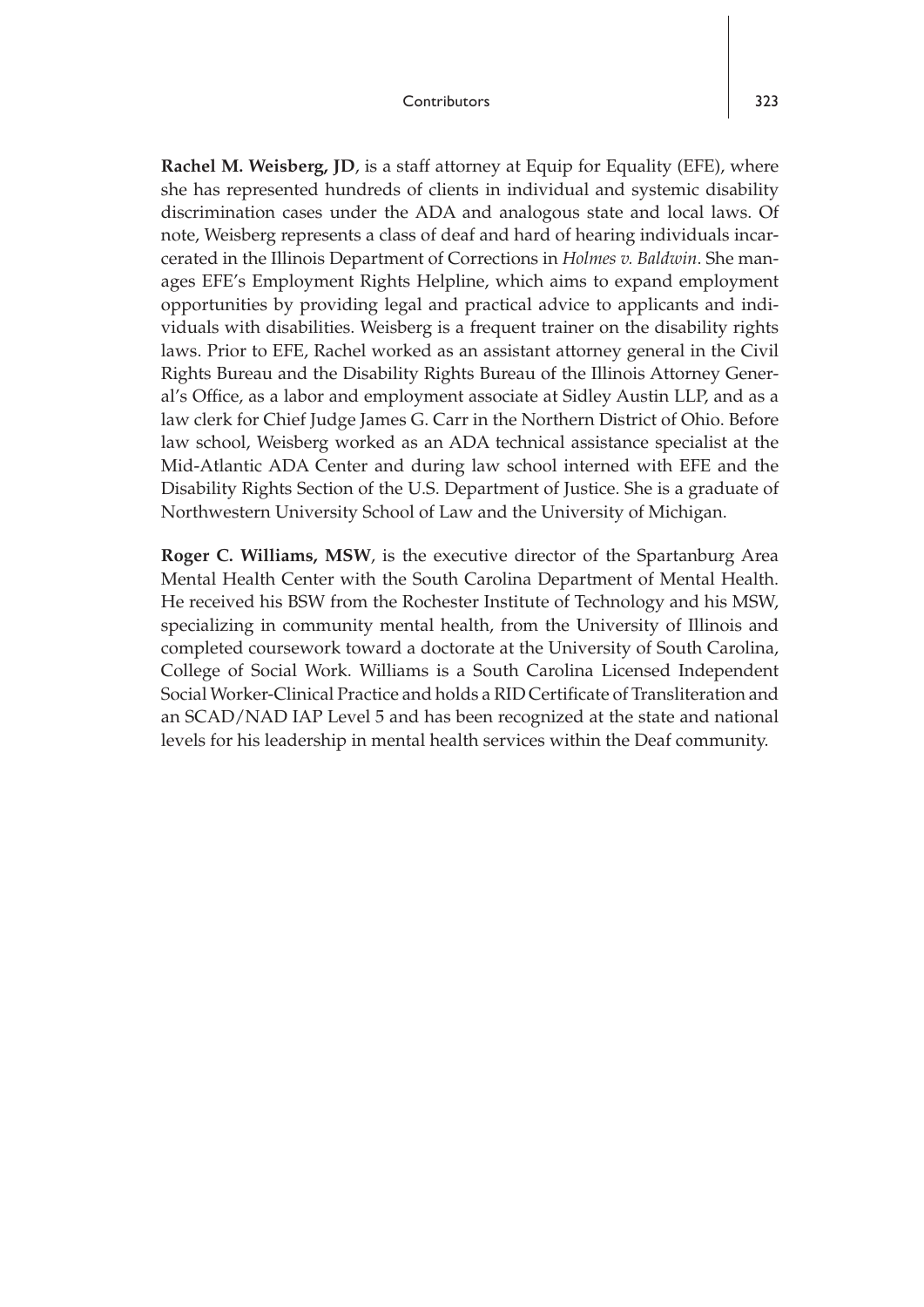**Rachel M. Weisberg, JD**, is a staff attorney at Equip for Equality (EFE), where she has represented hundreds of clients in individual and systemic disability discrimination cases under the ADA and analogous state and local laws. Of note, Weisberg represents a class of deaf and hard of hearing individuals incarcerated in the Illinois Department of Corrections in *Holmes v. Baldwin*. She manages EFE's Employment Rights Helpline, which aims to expand employment opportunities by providing legal and practical advice to applicants and individuals with disabilities. Weisberg is a frequent trainer on the disability rights laws. Prior to EFE, Rachel worked as an assistant attorney general in the Civil Rights Bureau and the Disability Rights Bureau of the Illinois Attorney General's Office, as a labor and employment associate at Sidley Austin LLP, and as a law clerk for Chief Judge James G. Carr in the Northern District of Ohio. Before law school, Weisberg worked as an ADA technical assistance specialist at the Mid-Atlantic ADA Center and during law school interned with EFE and the Disability Rights Section of the U.S. Department of Justice. She is a graduate of Northwestern University School of Law and the University of Michigan.

**Roger C. Williams, MSW**, is the executive director of the Spartanburg Area Mental Health Center with the South Carolina Department of Mental Health. He received his BSW from the Rochester Institute of Technology and his MSW, specializing in community mental health, from the University of Illinois and completed coursework toward a doctorate at the University of South Carolina, College of Social Work. Williams is a South Carolina Licensed Independent Social Worker-Clinical Practice and holds a RID Certificate of Transliteration and an SCAD/NAD IAP Level 5 and has been recognized at the state and national levels for his leadership in mental health services within the Deaf community.